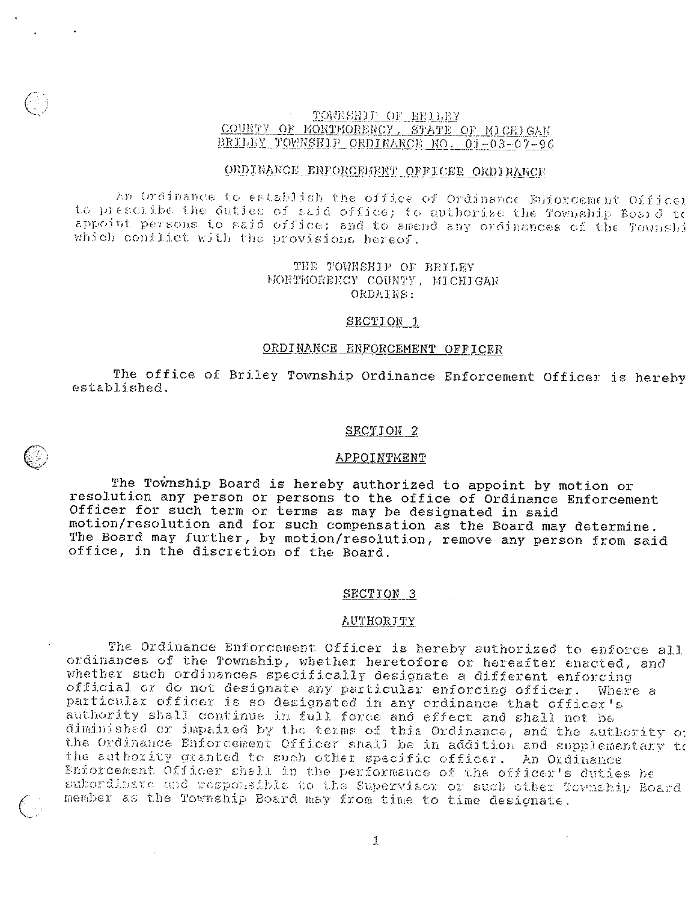# TOWNSHIP OF BRILEY
## COUNTY OF MONTMORENCY, STATE OF MICHIGAN
## BRILEY TOWNSHIP ORDINANCE NO. 01-03-07-96

## ORDINANCE ENFORCEMENT OFFICER ORDINANCE

An Ordinance to establish the office of Ordinance Enforcement Officer to prescribe the duties of said office; to authorize the Township Board to appoint persons to said office; and to amend any ordinances of the Township which conflict with the provisions hereof.

THE TOWNSHIP OF BRILEY
MONTMORENCY COUNTY, MICHIGAN
ORDAINS:

### SECTION 1

### ORDINANCE ENFORCEMENT OFFICER

The office of Briley Township Ordinance Enforcement Officer is hereby established.

### SECTION 2

### APPOINTMENT

The Township Board is hereby authorized to appoint by motion or resolution any person or persons to the office of Ordinance Enforcement Officer for such term or terms as may be designated in said motion/resolution and for such compensation as the Board may determine. The Board may further, by motion/resolution, remove any person from said office, in the discretion of the Board.

### SECTION 3

### AUTHORITY

The Ordinance Enforcement Officer is hereby authorized to enforce all ordinances of the Township, whether heretofore or hereafter enacted, and whether such ordinances specifically designate a different enforcing official or do not designate any particular enforcing officer. Where a particular officer is so designated in any ordinance that officer's authority shall continue in full force and effect and shall not be diminished or impaired by the terms of this Ordinance, and the authority of the Ordinance Enforcement Officer shall be in addition and supplementary to the authority granted to such other specific officer. An Ordinance Enforcement Officer shall in the performance of the officer's duties be subordinate and responsible to the Supervisor or such other Township Board member as the Township Board may from time to time designate.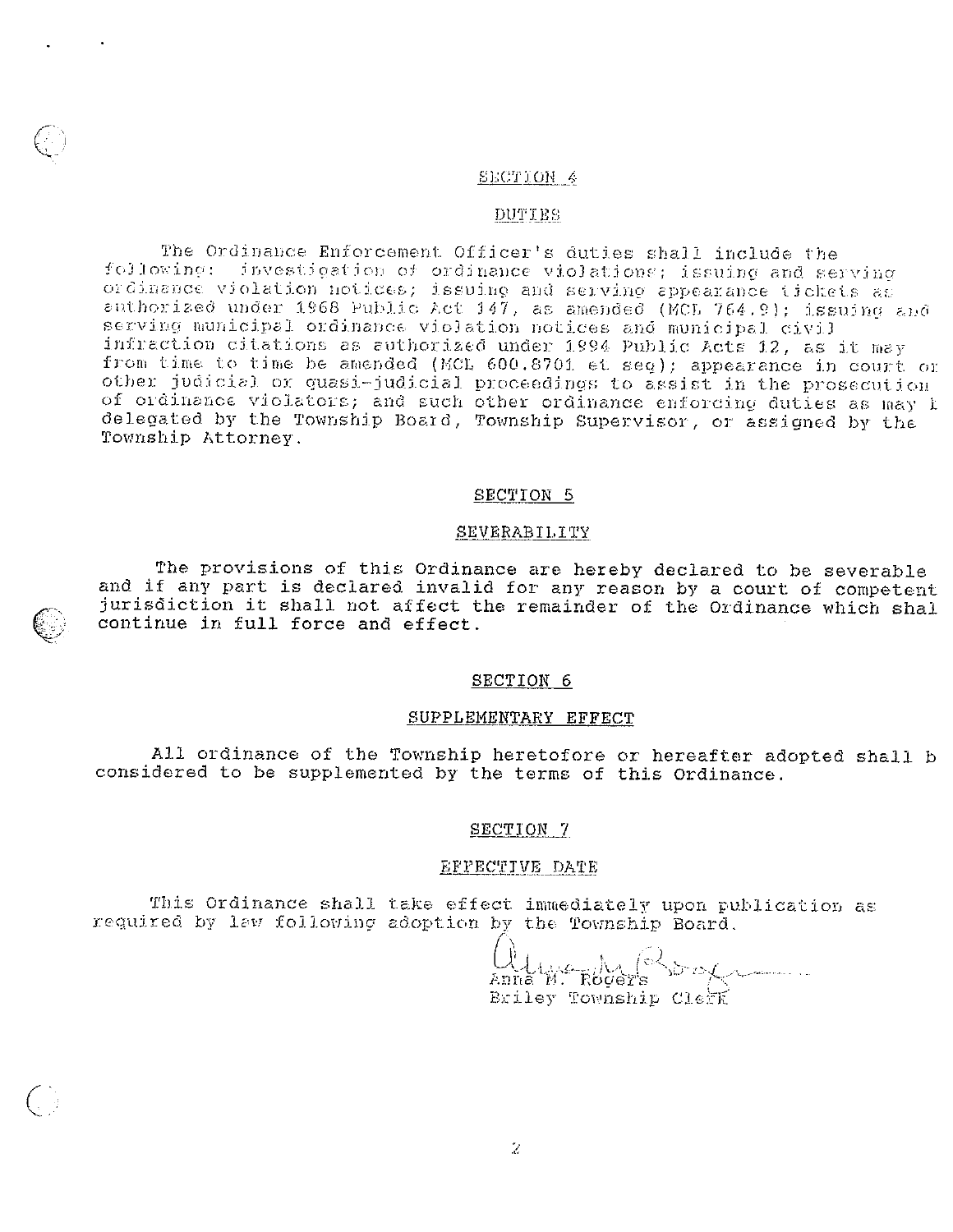## SECTION 4

## DUTIES

The Ordinance Enforcement Officer's duties shall include the following: investigation of ordinance violations; issuing and serving ordinance violation notices; issuing and serving appearance tickets as authorized under 1968 Public Act 147, as amended (MCL 764.9); issuing and serving municipal ordinance violation notices and municipal civil infraction citations as authorized under 1994 Public Acts 12, as it may from time to time be amended (MCL 600.8701 et seq); appearance in court or other judicial or quasi-judicial proceedings to assist in the prosecution of ordinance violators; and such other ordinance enforcing duties as may b delegated by the Township Board, Township Supervisor, or assigned by the Township Attorney.

## SECTION 5

## SEVERABILITY

The provisions of this Ordinance are hereby declared to be severable and if any part is declared invalid for any reason by a court of competent jurisdiction it shall not affect the remainder of the Ordinance which shal continue in full force and effect.

## SECTION 6

## SUPPLEMENTARY EFFECT

All ordinance of the Township heretofore or hereafter adopted shall b considered to be supplemented by the terms of this Ordinance.

## SECTION 7

## EFFECTIVE DATE

This Ordinance shall take effect immediately upon publication as required by law following adoption by the Township Board.

Anna M. Rogers
Briley Township Clerk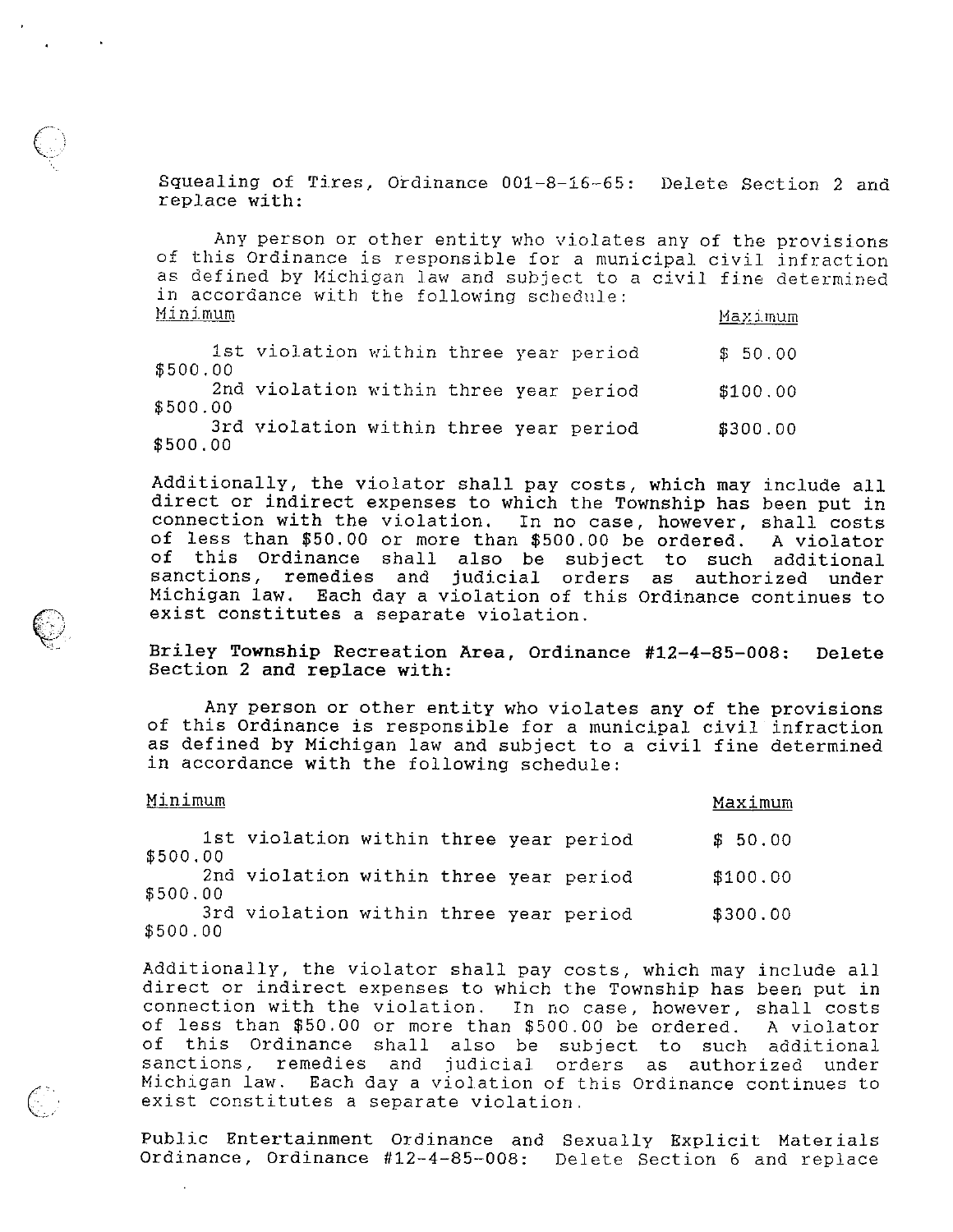Squealing of Tires, Ordinance 001-8-16-65: Delete Section 2 and replace with:

Any person or other entity who violates any of the provisions of this Ordinance is responsible for a municipal civil infraction as defined by Michigan law and subject to a civil fine determined in accordance with the following schedule:

| | Minimum | Maximum |
|---|---|---|
| 1st violation within three year period | $ 50.00 | $500.00 |
| 2nd violation within three year period | $100.00 | $500.00 |
| 3rd violation within three year period | $300.00 | $500.00 |

Additionally, the violator shall pay costs, which may include all direct or indirect expenses to which the Township has been put in connection with the violation. In no case, however, shall costs of less than $50.00 or more than $500.00 be ordered. A violator of this Ordinance shall also be subject to such additional sanctions, remedies and judicial orders as authorized under Michigan law. Each day a violation of this Ordinance continues to exist constitutes a separate violation.

**Briley Township Recreation Area, Ordinance #12-4-85-008: Delete Section 2 and replace with:**

Any person or other entity who violates any of the provisions of this Ordinance is responsible for a municipal civil infraction as defined by Michigan law and subject to a civil fine determined in accordance with the following schedule:

| | Minimum | Maximum |
|---|---|---|
| 1st violation within three year period | $ 50.00 | $500.00 |
| 2nd violation within three year period | $100.00 | $500.00 |
| 3rd violation within three year period | $300.00 | $500.00 |

Additionally, the violator shall pay costs, which may include all direct or indirect expenses to which the Township has been put in connection with the violation. In no case, however, shall costs of less than $50.00 or more than $500.00 be ordered. A violator of this Ordinance shall also be subject to such additional sanctions, remedies and judicial orders as authorized under Michigan law. Each day a violation of this Ordinance continues to exist constitutes a separate violation.

Public Entertainment Ordinance and Sexually Explicit Materials Ordinance, Ordinance #12-4-85-008: Delete Section 6 and replace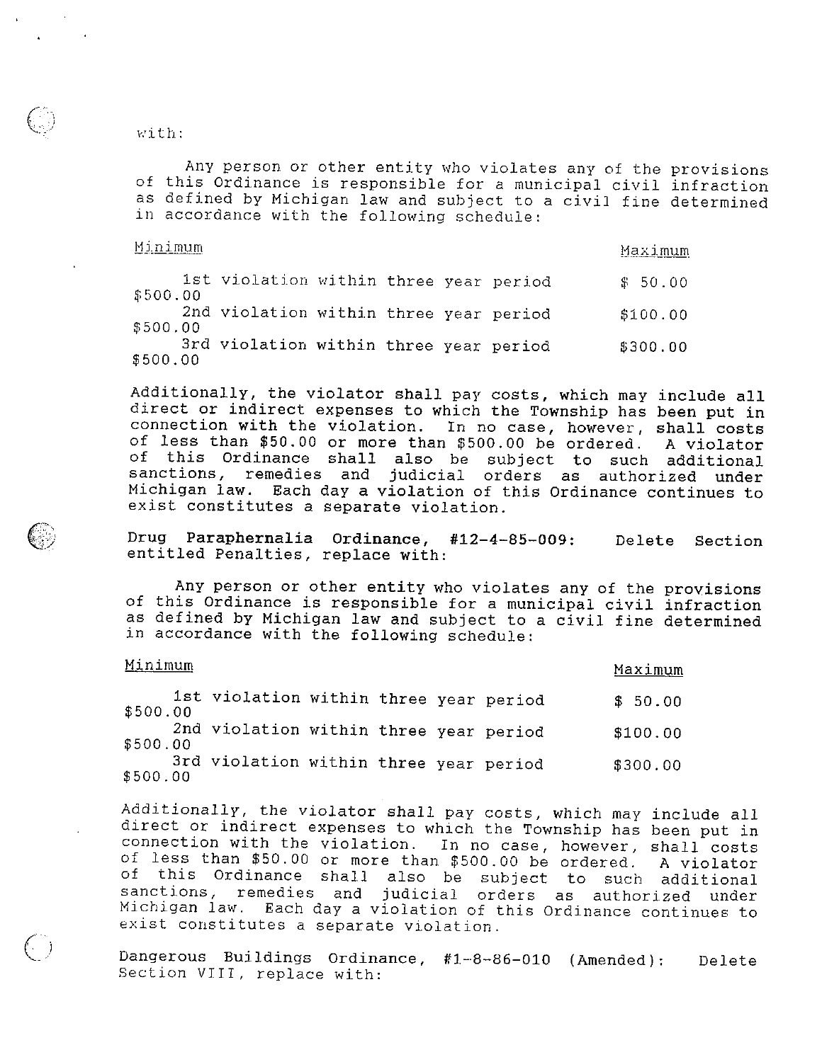with:

Any person or other entity who violates any of the provisions of this Ordinance is responsible for a municipal civil infraction as defined by Michigan law and subject to a civil fine determined in accordance with the following schedule:

| | Minimum | Maximum |
|---|---|---|
| 1st violation within three year period | $ 50.00 | $500.00 |
| 2nd violation within three year period | $100.00 | $500.00 |
| 3rd violation within three year period | $300.00 | $500.00 |

Additionally, the violator shall pay costs, which may include all direct or indirect expenses to which the Township has been put in connection with the violation. In no case, however, shall costs of less than $50.00 or more than $500.00 be ordered. A violator of this Ordinance shall also be subject to such additional sanctions, remedies and judicial orders as authorized under Michigan law. Each day a violation of this Ordinance continues to exist constitutes a separate violation.

**Drug Paraphernalia Ordinance, #12-4-85-009:** Delete Section entitled Penalties, replace with:

Any person or other entity who violates any of the provisions of this Ordinance is responsible for a municipal civil infraction as defined by Michigan law and subject to a civil fine determined in accordance with the following schedule:

| | Minimum | Maximum |
|---|---|---|
| 1st violation within three year period | $ 50.00 | $500.00 |
| 2nd violation within three year period | $100.00 | $500.00 |
| 3rd violation within three year period | $300.00 | $500.00 |

Additionally, the violator shall pay costs, which may include all direct or indirect expenses to which the Township has been put in connection with the violation. In no case, however, shall costs of less than $50.00 or more than $500.00 be ordered. A violator of this Ordinance shall also be subject to such additional sanctions, remedies and judicial orders as authorized under Michigan law. Each day a violation of this Ordinance continues to exist constitutes a separate violation.

Dangerous Buildings Ordinance, #1-8-86-010 (Amended): Delete Section VIII, replace with: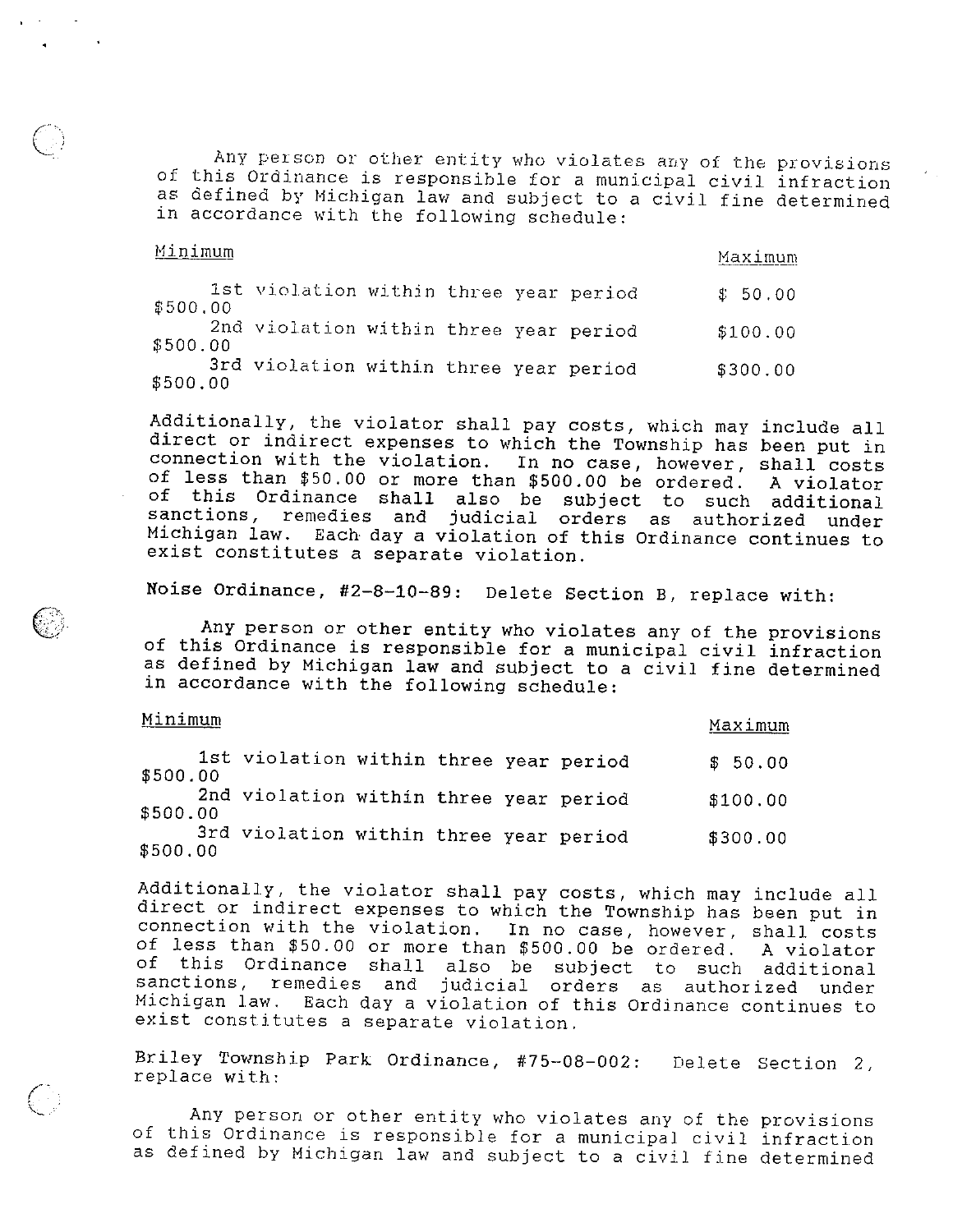Any person or other entity who violates any of the provisions of this Ordinance is responsible for a municipal civil infraction as defined by Michigan law and subject to a civil fine determined in accordance with the following schedule:

| Minimum | | Maximum |
|---|---|---|
| | 1st violation within three year period | $ 50.00 |
| $500.00 | | |
| | 2nd violation within three year period | $100.00 |
| $500.00 | | |
| | 3rd violation within three year period | $300.00 |
| $500.00 | | |

Additionally, the violator shall pay costs, which may include all direct or indirect expenses to which the Township has been put in connection with the violation. In no case, however, shall costs of less than $50.00 or more than $500.00 be ordered. A violator of this Ordinance shall also be subject to such additional sanctions, remedies and judicial orders as authorized under Michigan law. Each day a violation of this Ordinance continues to exist constitutes a separate violation.

Noise Ordinance, #2-8-10-89: Delete Section B, replace with:

Any person or other entity who violates any of the provisions of this Ordinance is responsible for a municipal civil infraction as defined by Michigan law and subject to a civil fine determined in accordance with the following schedule:

| Minimum | | Maximum |
|---|---|---|
| | 1st violation within three year period | $ 50.00 |
| $500.00 | | |
| | 2nd violation within three year period | $100.00 |
| $500.00 | | |
| | 3rd violation within three year period | $300.00 |
| $500.00 | | |

Additionally, the violator shall pay costs, which may include all direct or indirect expenses to which the Township has been put in connection with the violation. In no case, however, shall costs of less than $50.00 or more than $500.00 be ordered. A violator of this Ordinance shall also be subject to such additional sanctions, remedies and judicial orders as authorized under Michigan law. Each day a violation of this Ordinance continues to exist constitutes a separate violation.

Briley Township Park Ordinance, #75-08-002: Delete Section 2, replace with:

Any person or other entity who violates any of the provisions of this Ordinance is responsible for a municipal civil infraction as defined by Michigan law and subject to a civil fine determined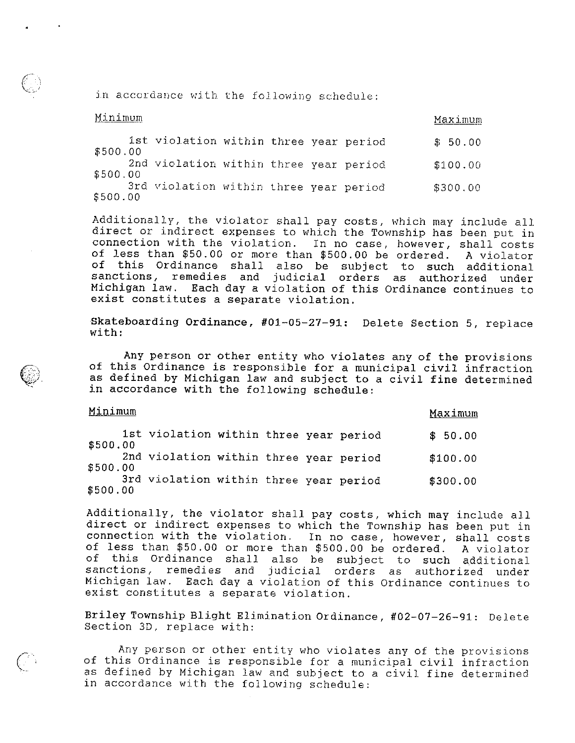in accordance with the following schedule:

| Minimum | | Maximum |
|---|---|---|
| 1st violation within three year period | $ 50.00 | $500.00 |
| 2nd violation within three year period | $100.00 | $500.00 |
| 3rd violation within three year period | $300.00 | $500.00 |

Additionally, the violator shall pay costs, which may include all direct or indirect expenses to which the Township has been put in connection with the violation. In no case, however, shall costs of less than $50.00 or more than $500.00 be ordered. A violator of this Ordinance shall also be subject to such additional sanctions, remedies and judicial orders as authorized under Michigan law. Each day a violation of this Ordinance continues to exist constitutes a separate violation.

**Skateboarding Ordinance, #01-05-27-91:** Delete Section 5, replace with:

Any person or other entity who violates any of the provisions of this Ordinance is responsible for a municipal civil infraction as defined by Michigan law and subject to a civil fine determined in accordance with the following schedule:

| Minimum | | Maximum |
|---|---|---|
| 1st violation within three year period | $ 50.00 | $500.00 |
| 2nd violation within three year period | $100.00 | $500.00 |
| 3rd violation within three year period | $300.00 | $500.00 |

Additionally, the violator shall pay costs, which may include all direct or indirect expenses to which the Township has been put in connection with the violation. In no case, however, shall costs of less than $50.00 or more than $500.00 be ordered. A violator of this Ordinance shall also be subject to such additional sanctions, remedies and judicial orders as authorized under Michigan law. Each day a violation of this Ordinance continues to exist constitutes a separate violation.

**Briley Township Blight Elimination Ordinance, #02-07-26-91:** Delete Section 3D, replace with:

Any person or other entity who violates any of the provisions of this Ordinance is responsible for a municipal civil infraction as defined by Michigan law and subject to a civil fine determined in accordance with the following schedule: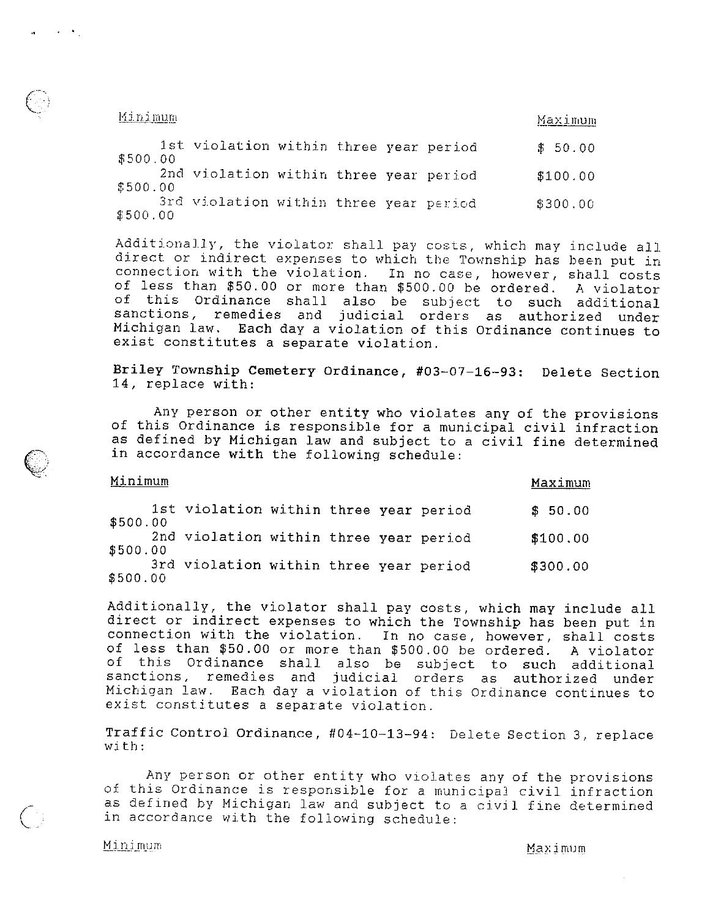| Minimum | | Maximum |
|---|---|---|
| 1st violation within three year period | $ 50.00 | $500.00 |
| 2nd violation within three year period | $100.00 | $500.00 |
| 3rd violation within three year period | $300.00 | $500.00 |

Additionally, the violator shall pay costs, which may include all direct or indirect expenses to which the Township has been put in connection with the violation. In no case, however, shall costs of less than $50.00 or more than $500.00 be ordered. A violator of this Ordinance shall also be subject to such additional sanctions, remedies and judicial orders as authorized under Michigan law. Each day a violation of this Ordinance continues to exist constitutes a separate violation.

**Briley Township Cemetery Ordinance, #03-07-16-93:** Delete Section 14, replace with:

Any person or other entity who violates any of the provisions of this Ordinance is responsible for a municipal civil infraction as defined by Michigan law and subject to a civil fine determined in accordance with the following schedule:

| Minimum | | Maximum |
|---|---|---|
| 1st violation within three year period | $ 50.00 | $500.00 |
| 2nd violation within three year period | $100.00 | $500.00 |
| 3rd violation within three year period | $300.00 | $500.00 |

Additionally, the violator shall pay costs, which may include all direct or indirect expenses to which the Township has been put in connection with the violation. In no case, however, shall costs of less than $50.00 or more than $500.00 be ordered. A violator of this Ordinance shall also be subject to such additional sanctions, remedies and judicial orders as authorized under Michigan law. Each day a violation of this Ordinance continues to exist constitutes a separate violation.

Traffic Control Ordinance, #04-10-13-94: Delete Section 3, replace with:

Any person or other entity who violates any of the provisions of this Ordinance is responsible for a municipal civil infraction as defined by Michigan law and subject to a civil fine determined in accordance with the following schedule:

Minimum | Maximum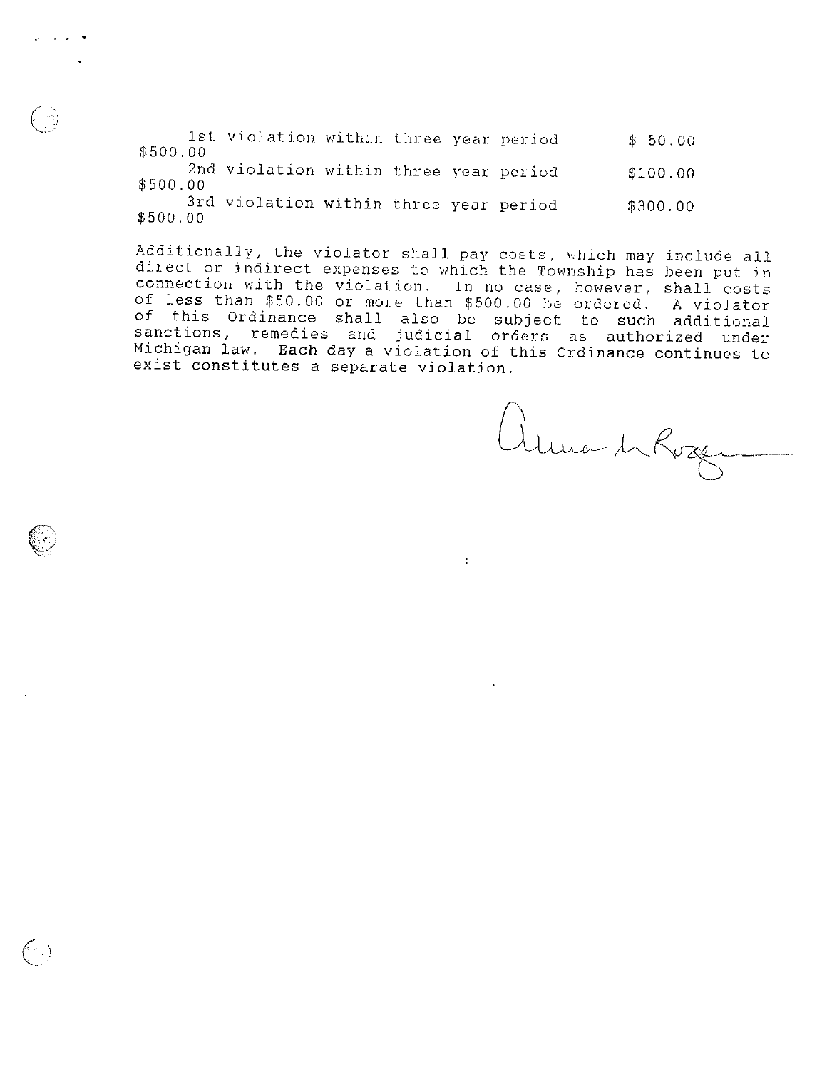1st violation within three year period $ 50.00
$500.00
2nd violation within three year period $100.00
$500.00
3rd violation within three year period $300.00
$500.00

Additionally, the violator shall pay costs, which may include all direct or indirect expenses to which the Township has been put in connection with the violation. In no case, however, shall costs of less than $50.00 or more than $500.00 be ordered. A violator of this Ordinance shall also be subject to such additional sanctions, remedies and judicial orders as authorized under Michigan law. Each day a violation of this Ordinance continues to exist constitutes a separate violation.